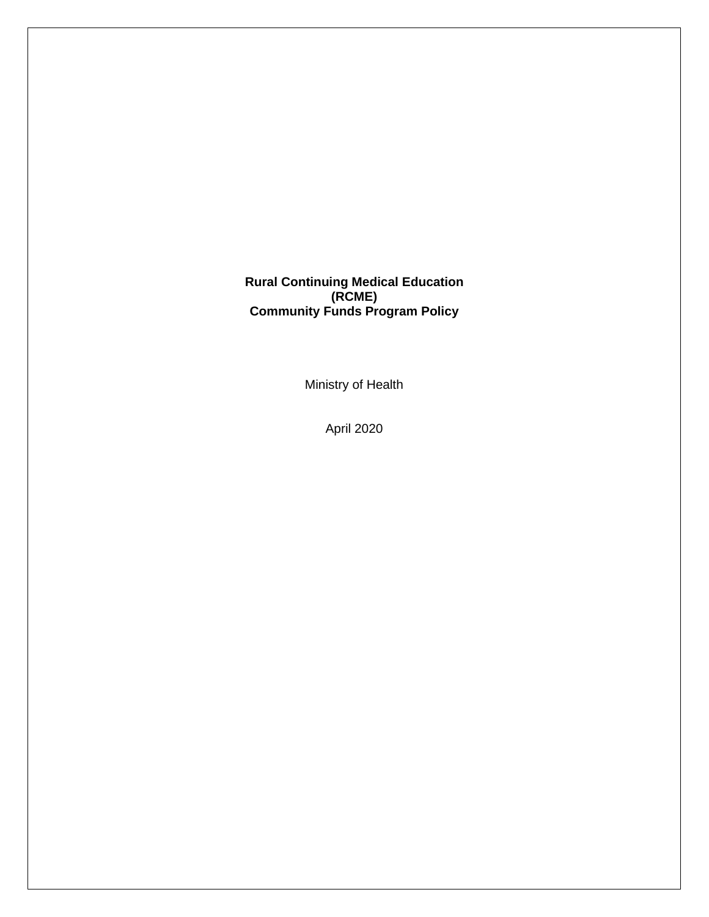# Rural Continuing Medical Education (RCME) Community Funds Program Policy

Ministry of Health

April 2020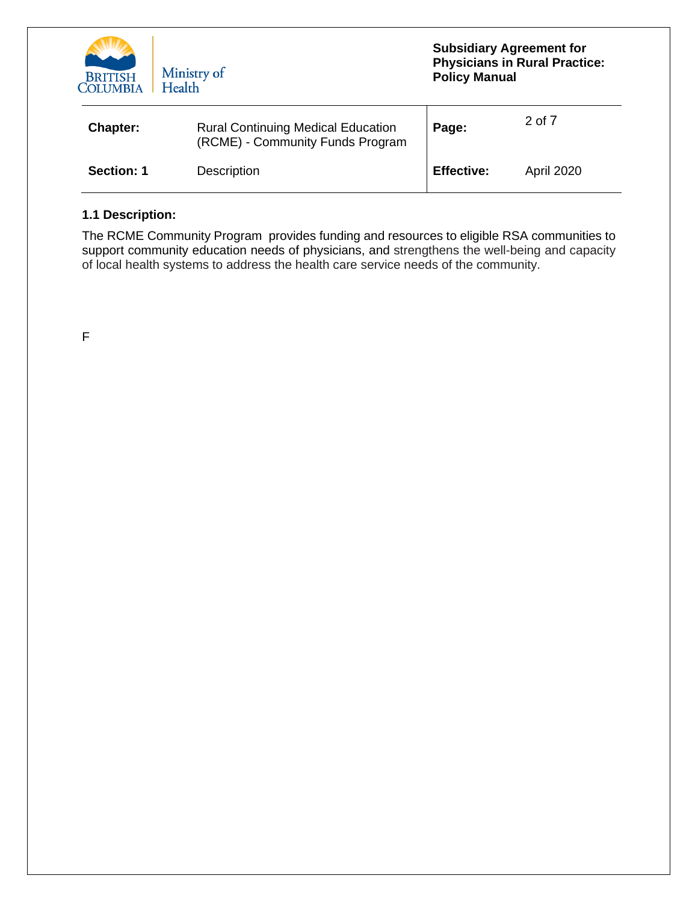| **Chapter:** | Rural Continuing Medical Education (RCME) - Community Funds Program | **Page:** | 2 of 7 |
|---|---|---|---|
| **Section: 1** | Description | **Effective:** | April 2020 |

**1.1 Description:**

The RCME Community Program provides funding and resources to eligible RSA communities to support community education needs of physicians, and strengthens the well-being and capacity of local health systems to address the health care service needs of the community.

F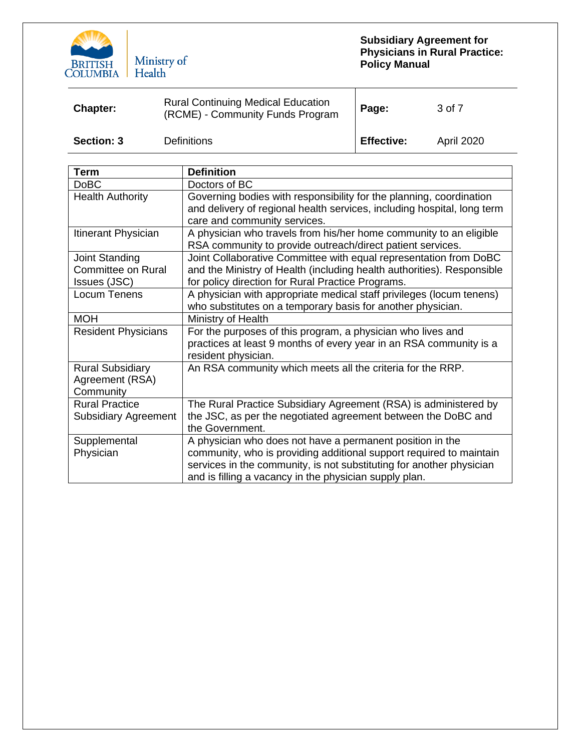| Term | Definition |
|---|---|
| DoBC | Doctors of BC |
| Health Authority | Governing bodies with responsibility for the planning, coordination and delivery of regional health services, including hospital, long term care and community services. |
| Itinerant Physician | A physician who travels from his/her home community to an eligible RSA community to provide outreach/direct patient services. |
| Joint Standing Committee on Rural Issues (JSC) | Joint Collaborative Committee with equal representation from DoBC and the Ministry of Health (including health authorities). Responsible for policy direction for Rural Practice Programs. |
| Locum Tenens | A physician with appropriate medical staff privileges (locum tenens) who substitutes on a temporary basis for another physician. |
| MOH | Ministry of Health |
| Resident Physicians | For the purposes of this program, a physician who lives and practices at least 9 months of every year in an RSA community is a resident physician. |
| Rural Subsidiary Agreement (RSA) Community | An RSA community which meets all the criteria for the RRP. |
| Rural Practice Subsidiary Agreement | The Rural Practice Subsidiary Agreement (RSA) is administered by the JSC, as per the negotiated agreement between the DoBC and the Government. |
| Supplemental Physician | A physician who does not have a permanent position in the community, who is providing additional support required to maintain services in the community, is not substituting for another physician and is filling a vacancy in the physician supply plan. |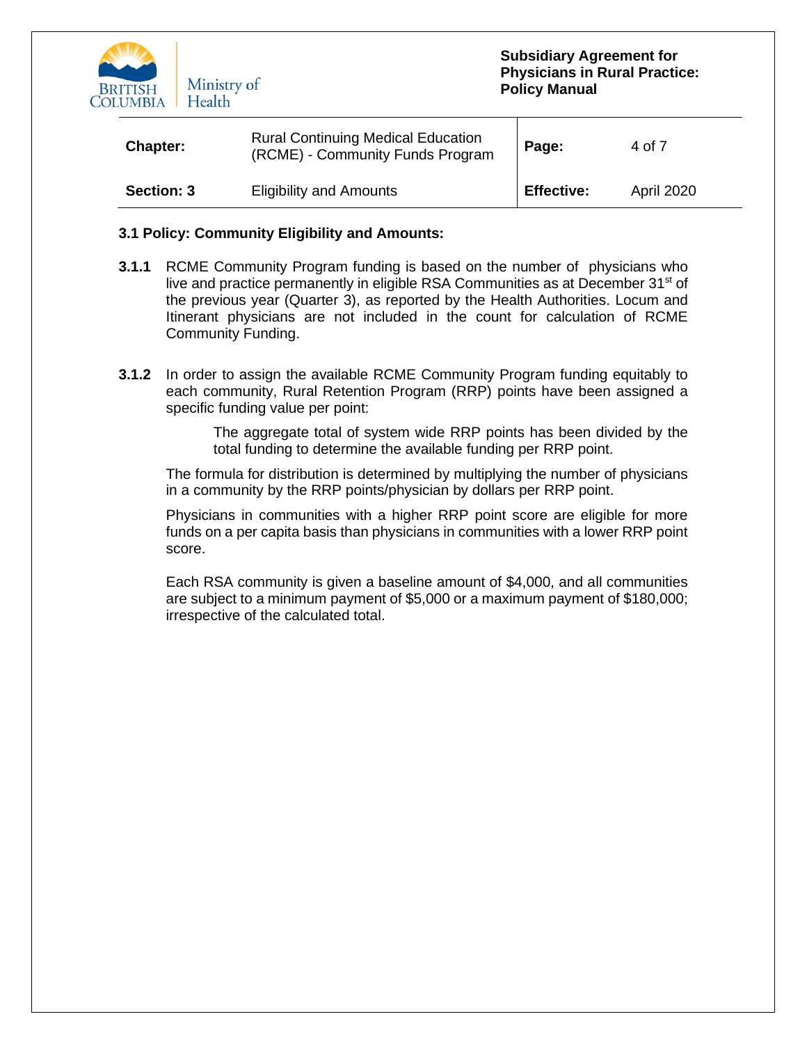| Chapter: | Rural Continuing Medical Education (RCME) - Community Funds Program | Page: | 4 of 7 |
|---|---|---|---|
| Section: 3 | Eligibility and Amounts | Effective: | April 2020 |

### 3.1 Policy: Community Eligibility and Amounts:

**3.1.1** RCME Community Program funding is based on the number of physicians who live and practice permanently in eligible RSA Communities as at December 31st of the previous year (Quarter 3), as reported by the Health Authorities. Locum and Itinerant physicians are not included in the count for calculation of RCME Community Funding.

**3.1.2** In order to assign the available RCME Community Program funding equitably to each community, Rural Retention Program (RRP) points have been assigned a specific funding value per point:

> The aggregate total of system wide RRP points has been divided by the total funding to determine the available funding per RRP point.

The formula for distribution is determined by multiplying the number of physicians in a community by the RRP points/physician by dollars per RRP point.

Physicians in communities with a higher RRP point score are eligible for more funds on a per capita basis than physicians in communities with a lower RRP point score.

Each RSA community is given a baseline amount of $4,000, and all communities are subject to a minimum payment of $5,000 or a maximum payment of $180,000; irrespective of the calculated total.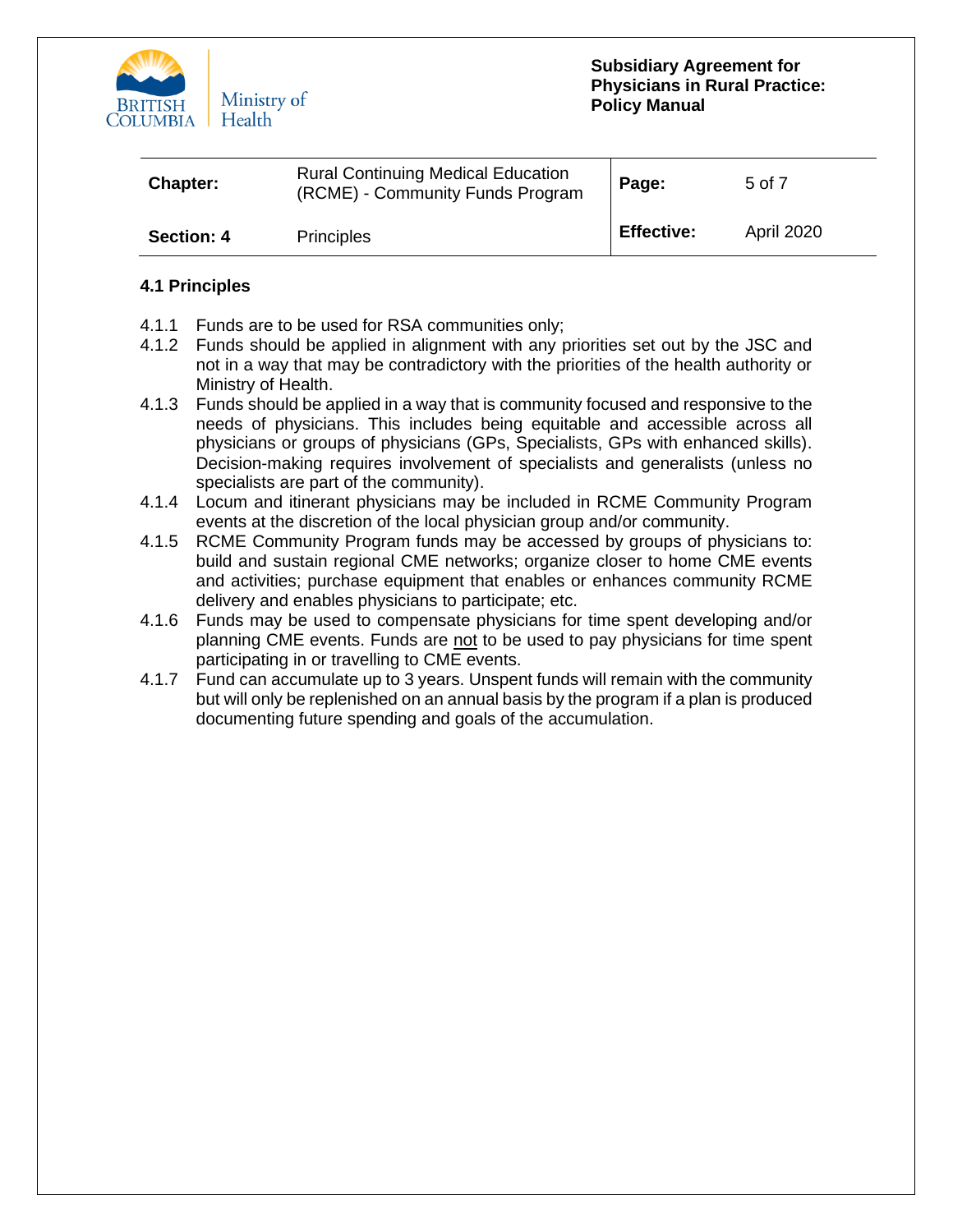| **Chapter:** | Rural Continuing Medical Education (RCME) - Community Funds Program | **Page:** | 5 of 7 |
|---|---|---|---|
| **Section: 4** | Principles | **Effective:** | April 2020 |

### 4.1 Principles

4.1.1 Funds are to be used for RSA communities only;

4.1.2 Funds should be applied in alignment with any priorities set out by the JSC and not in a way that may be contradictory with the priorities of the health authority or Ministry of Health.

4.1.3 Funds should be applied in a way that is community focused and responsive to the needs of physicians. This includes being equitable and accessible across all physicians or groups of physicians (GPs, Specialists, GPs with enhanced skills). Decision-making requires involvement of specialists and generalists (unless no specialists are part of the community).

4.1.4 Locum and itinerant physicians may be included in RCME Community Program events at the discretion of the local physician group and/or community.

4.1.5 RCME Community Program funds may be accessed by groups of physicians to: build and sustain regional CME networks; organize closer to home CME events and activities; purchase equipment that enables or enhances community RCME delivery and enables physicians to participate; etc.

4.1.6 Funds may be used to compensate physicians for time spent developing and/or planning CME events. Funds are <u>not</u> to be used to pay physicians for time spent participating in or travelling to CME events.

4.1.7 Fund can accumulate up to 3 years. Unspent funds will remain with the community but will only be replenished on an annual basis by the program if a plan is produced documenting future spending and goals of the accumulation.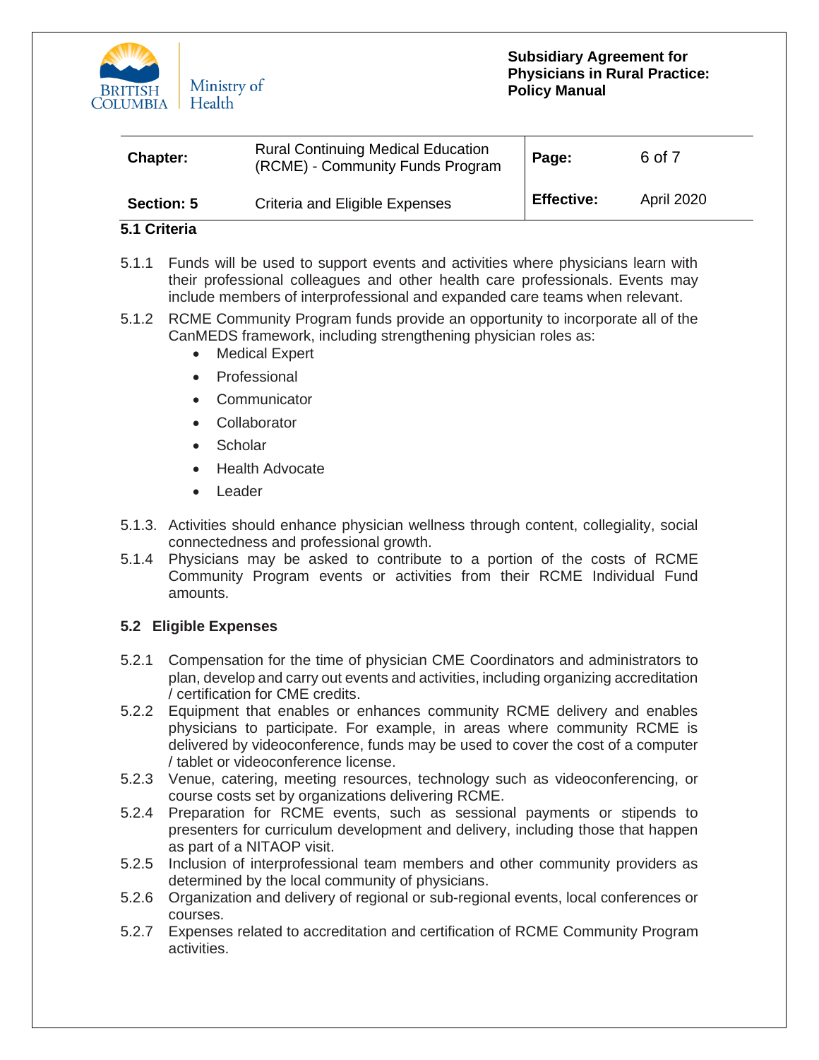| Chapter: | Rural Continuing Medical Education (RCME) - Community Funds Program | Page: | 6 of 7 |
|---|---|---|---|
| Section: 5 | Criteria and Eligible Expenses | Effective: | April 2020 |

### 5.1 Criteria

5.1.1 Funds will be used to support events and activities where physicians learn with their professional colleagues and other health care professionals. Events may include members of interprofessional and expanded care teams when relevant.

5.1.2 RCME Community Program funds provide an opportunity to incorporate all of the CanMEDS framework, including strengthening physician roles as:

- Medical Expert
- Professional
- Communicator
- Collaborator
- Scholar
- Health Advocate
- Leader

5.1.3. Activities should enhance physician wellness through content, collegiality, social connectedness and professional growth.

5.1.4 Physicians may be asked to contribute to a portion of the costs of RCME Community Program events or activities from their RCME Individual Fund amounts.

### 5.2 Eligible Expenses

5.2.1 Compensation for the time of physician CME Coordinators and administrators to plan, develop and carry out events and activities, including organizing accreditation / certification for CME credits.

5.2.2 Equipment that enables or enhances community RCME delivery and enables physicians to participate. For example, in areas where community RCME is delivered by videoconference, funds may be used to cover the cost of a computer / tablet or videoconference license.

5.2.3 Venue, catering, meeting resources, technology such as videoconferencing, or course costs set by organizations delivering RCME.

5.2.4 Preparation for RCME events, such as sessional payments or stipends to presenters for curriculum development and delivery, including those that happen as part of a NITAOP visit.

5.2.5 Inclusion of interprofessional team members and other community providers as determined by the local community of physicians.

5.2.6 Organization and delivery of regional or sub-regional events, local conferences or courses.

5.2.7 Expenses related to accreditation and certification of RCME Community Program activities.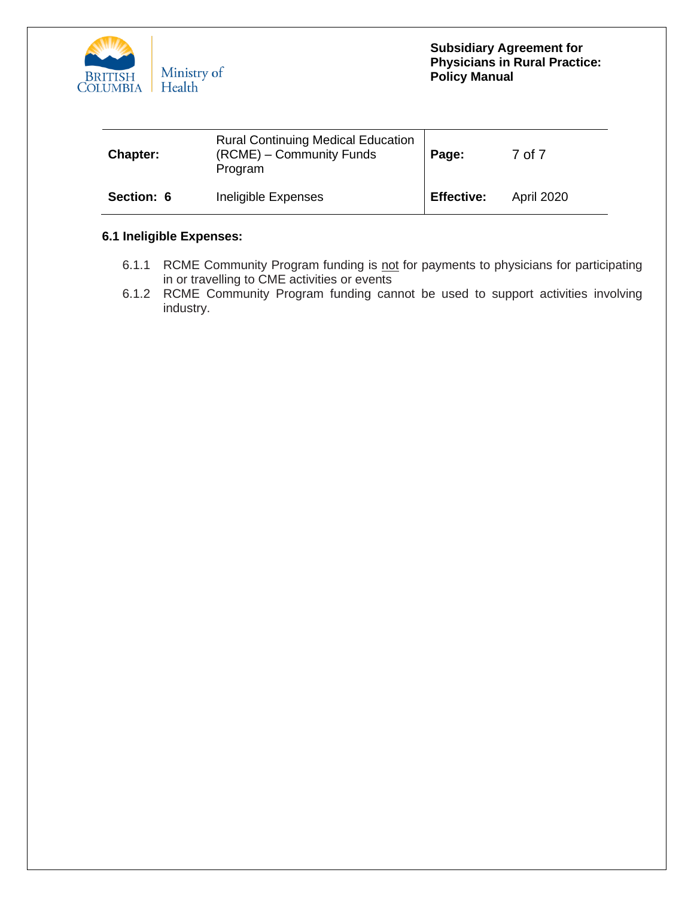| | | | |
|---|---|---|---|
| **Chapter:** | Rural Continuing Medical Education (RCME) – Community Funds Program | **Page:** | 7 of 7 |
| **Section: 6** | Ineligible Expenses | **Effective:** | April 2020 |

### 6.1 Ineligible Expenses:

6.1.1 RCME Community Program funding is not for payments to physicians for participating in or travelling to CME activities or events

6.1.2 RCME Community Program funding cannot be used to support activities involving industry.